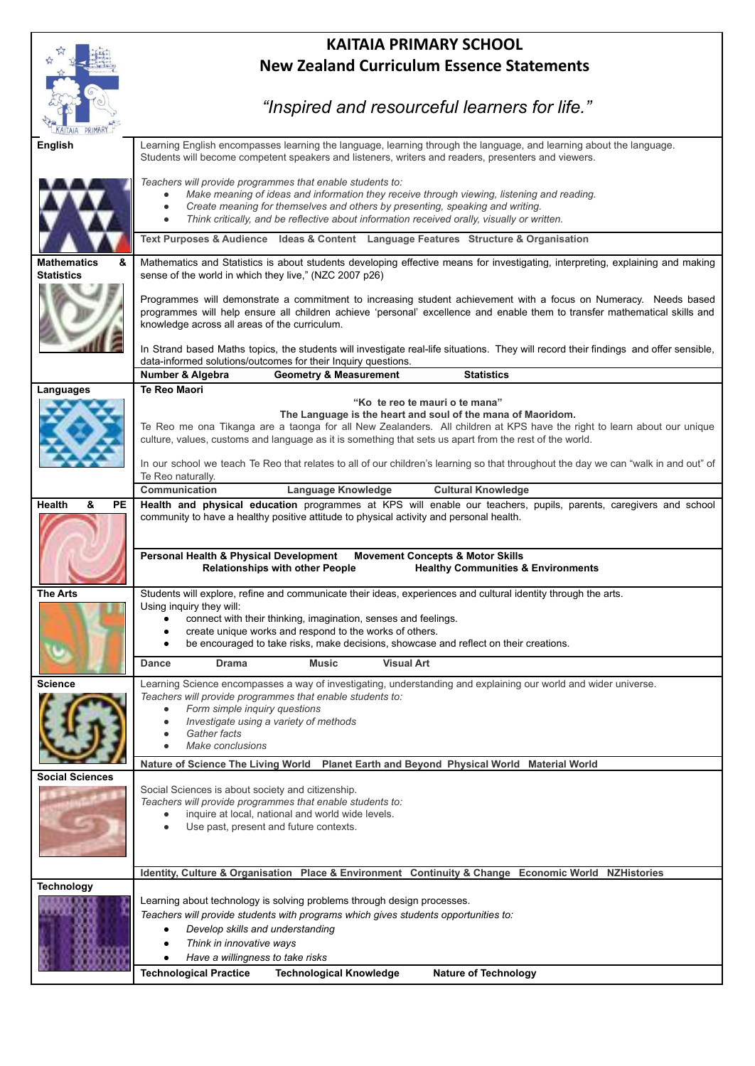# KAITAIA PRIMARY SCHOOL

## New Zealand Curriculum Essence Statements

*"Inspired and resourceful learners for life."*

| Learning Area | Essence Statement |
|---|---|
| **English** | Learning English encompasses learning the language, learning through the language, and learning about the language. Students will become competent speakers and listeners, writers and readers, presenters and viewers.<br><br>*Teachers will provide programmes that enable students to:*<br>• *Make meaning of ideas and information they receive through viewing, listening and reading.*<br>• *Create meaning for themselves and others by presenting, speaking and writing.*<br>• *Think critically, and be reflective about information received orally, visually or written.*<br><br>**Text Purposes & Audience   Ideas & Content   Language Features   Structure & Organisation** |
| **Mathematics & Statistics** | Mathematics and Statistics is about students developing effective means for investigating, interpreting, explaining and making sense of the world in which they live," (NZC 2007 p26)<br><br>Programmes will demonstrate a commitment to increasing student achievement with a focus on Numeracy. Needs based programmes will help ensure all children achieve 'personal' excellence and enable them to transfer mathematical skills and knowledge across all areas of the curriculum.<br><br>In Strand based Maths topics, the students will investigate real-life situations. They will record their findings and offer sensible, data-informed solutions/outcomes for their Inquiry questions.<br><br>**Number & Algebra   Geometry & Measurement   Statistics** |
| **Languages** | **Te Reo Maori**<br>**"Ko te reo te mauri o te mana"**<br>**The Language is the heart and soul of the mana of Maoridom.**<br>Te Reo me ona Tikanga are a taonga for all New Zealanders. All children at KPS have the right to learn about our unique culture, values, customs and language as it is something that sets us apart from the rest of the world.<br><br>In our school we teach Te Reo that relates to all of our children's learning so that throughout the day we can "walk in and out" of Te Reo naturally.<br><br>**Communication   Language Knowledge   Cultural Knowledge** |
| **Health & PE** | **Health and physical education** programmes at KPS will enable our teachers, pupils, parents, caregivers and school community to have a healthy positive attitude to physical activity and personal health.<br><br>**Personal Health & Physical Development   Movement Concepts & Motor Skills   Relationships with other People   Healthy Communities & Environments** |
| **The Arts** | Students will explore, refine and communicate their ideas, experiences and cultural identity through the arts.<br>Using inquiry they will:<br>• connect with their thinking, imagination, senses and feelings.<br>• create unique works and respond to the works of others.<br>• be encouraged to take risks, make decisions, showcase and reflect on their creations.<br><br>**Dance   Drama   Music   Visual Art** |
| **Science** | Learning Science encompasses a way of investigating, understanding and explaining our world and wider universe.<br>*Teachers will provide programmes that enable students to:*<br>• *Form simple inquiry questions*<br>• *Investigate using a variety of methods*<br>• *Gather facts*<br>• *Make conclusions*<br><br>**Nature of Science   The Living World   Planet Earth and Beyond   Physical World   Material World** |
| **Social Sciences** | Social Sciences is about society and citizenship.<br>*Teachers will provide programmes that enable students to:*<br>• inquire at local, national and world wide levels.<br>• Use past, present and future contexts.<br><br>**Identity, Culture & Organisation   Place & Environment   Continuity & Change   Economic World   NZHistories** |
| **Technology** | Learning about technology is solving problems through design processes.<br>*Teachers will provide students with programs which gives students opportunities to:*<br>• *Develop skills and understanding*<br>• *Think in innovative ways*<br>• *Have a willingness to take risks*<br><br>**Technological Practice   Technological Knowledge   Nature of Technology** |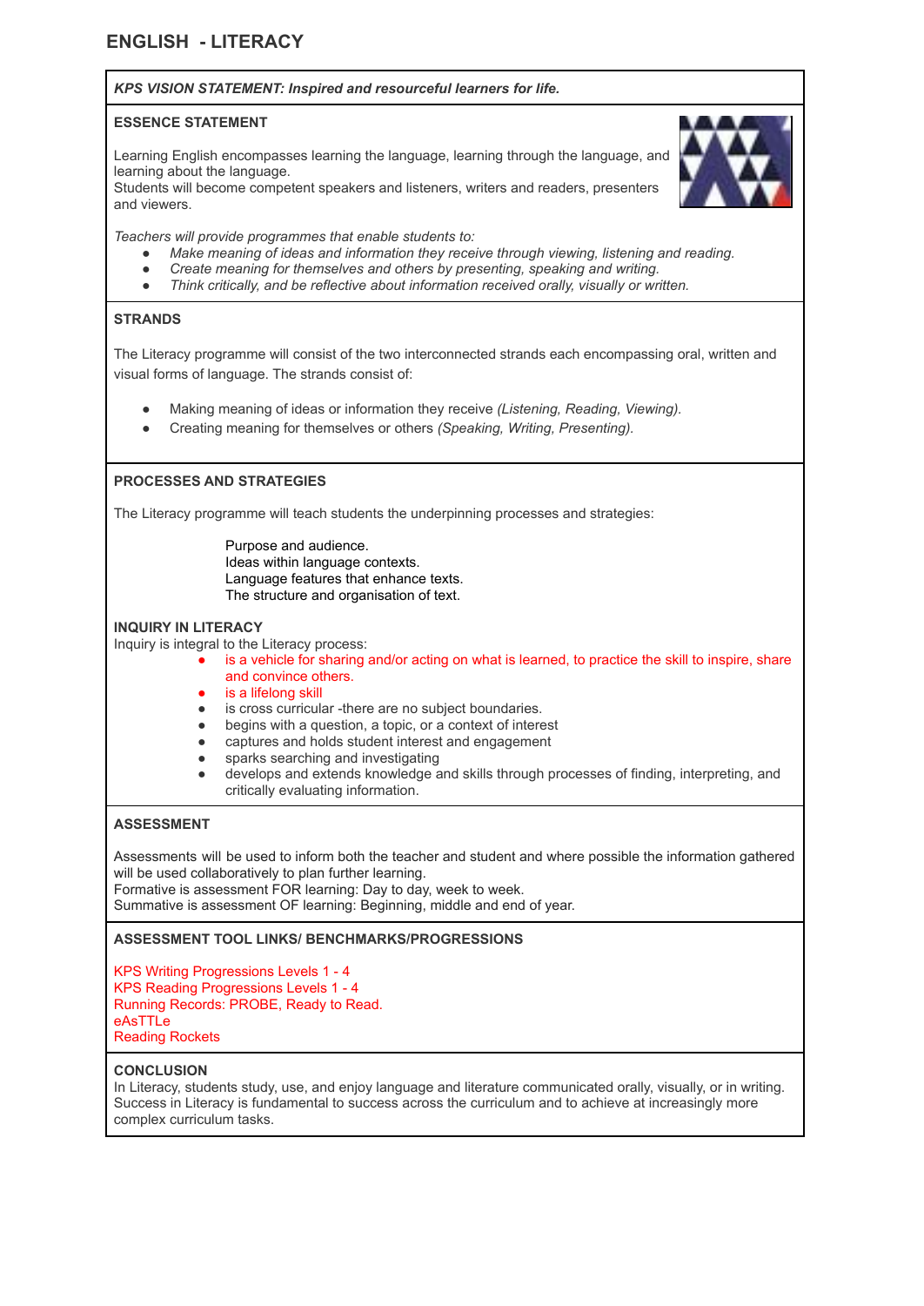# ENGLISH - LITERACY

***KPS VISION STATEMENT: Inspired and resourceful learners for life.***

## ESSENCE STATEMENT

Learning English encompasses learning the language, learning through the language, and learning about the language.
Students will become competent speakers and listeners, writers and readers, presenters and viewers.

*Teachers will provide programmes that enable students to:*

- *Make meaning of ideas and information they receive through viewing, listening and reading.*
- *Create meaning for themselves and others by presenting, speaking and writing.*
- *Think critically, and be reflective about information received orally, visually or written.*

## STRANDS

The Literacy programme will consist of the two interconnected strands each encompassing oral, written and visual forms of language. The strands consist of:

- Making meaning of ideas or information they receive *(Listening, Reading, Viewing).*
- Creating meaning for themselves or others *(Speaking, Writing, Presenting).*

## PROCESSES AND STRATEGIES

The Literacy programme will teach students the underpinning processes and strategies:

Purpose and audience.
Ideas within language contexts.
Language features that enhance texts.
The structure and organisation of text.

## INQUIRY IN LITERACY

Inquiry is integral to the Literacy process:

- is a vehicle for sharing and/or acting on what is learned, to practice the skill to inspire, share and convince others.
- is a lifelong skill
- is cross curricular -there are no subject boundaries.
- begins with a question, a topic, or a context of interest
- captures and holds student interest and engagement
- sparks searching and investigating
- develops and extends knowledge and skills through processes of finding, interpreting, and critically evaluating information.

## ASSESSMENT

Assessments will be used to inform both the teacher and student and where possible the information gathered will be used collaboratively to plan further learning.
Formative is assessment FOR learning: Day to day, week to week.
Summative is assessment OF learning: Beginning, middle and end of year.

## ASSESSMENT TOOL LINKS/ BENCHMARKS/PROGRESSIONS

KPS Writing Progressions Levels 1 - 4
KPS Reading Progressions Levels 1 - 4
Running Records: PROBE, Ready to Read.
eAsTTLe
Reading Rockets

## CONCLUSION

In Literacy, students study, use, and enjoy language and literature communicated orally, visually, or in writing. Success in Literacy is fundamental to success across the curriculum and to achieve at increasingly more complex curriculum tasks.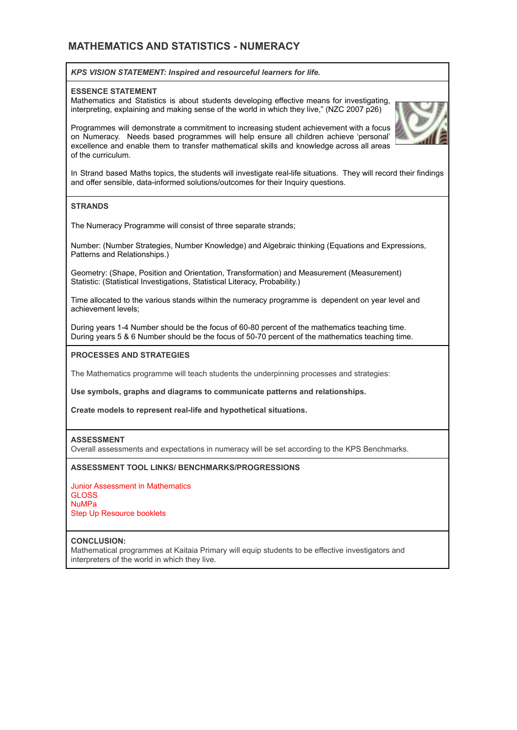# MATHEMATICS AND STATISTICS - NUMERACY

***KPS VISION STATEMENT: Inspired and resourceful learners for life.***

**ESSENCE STATEMENT**

Mathematics and Statistics is about students developing effective means for investigating, interpreting, explaining and making sense of the world in which they live," (NZC 2007 p26)

Programmes will demonstrate a commitment to increasing student achievement with a focus on Numeracy. Needs based programmes will help ensure all children achieve 'personal' excellence and enable them to transfer mathematical skills and knowledge across all areas of the curriculum.

In Strand based Maths topics, the students will investigate real-life situations. They will record their findings and offer sensible, data-informed solutions/outcomes for their Inquiry questions.

**STRANDS**

The Numeracy Programme will consist of three separate strands;

Number: (Number Strategies, Number Knowledge) and Algebraic thinking (Equations and Expressions, Patterns and Relationships.)

Geometry: (Shape, Position and Orientation, Transformation) and Measurement (Measurement)
Statistic: (Statistical Investigations, Statistical Literacy, Probability.)

Time allocated to the various stands within the numeracy programme is dependent on year level and achievement levels;

During years 1-4 Number should be the focus of 60-80 percent of the mathematics teaching time.
During years 5 & 6 Number should be the focus of 50-70 percent of the mathematics teaching time.

**PROCESSES AND STRATEGIES**

The Mathematics programme will teach students the underpinning processes and strategies:

**Use symbols, graphs and diagrams to communicate patterns and relationships.**

**Create models to represent real-life and hypothetical situations.**

**ASSESSMENT**

Overall assessments and expectations in numeracy will be set according to the KPS Benchmarks.

**ASSESSMENT TOOL LINKS/ BENCHMARKS/PROGRESSIONS**

Junior Assessment in Mathematics
GLOSS
NuMPa
Step Up Resource booklets

**CONCLUSION:**

Mathematical programmes at Kaitaia Primary will equip students to be effective investigators and interpreters of the world in which they live.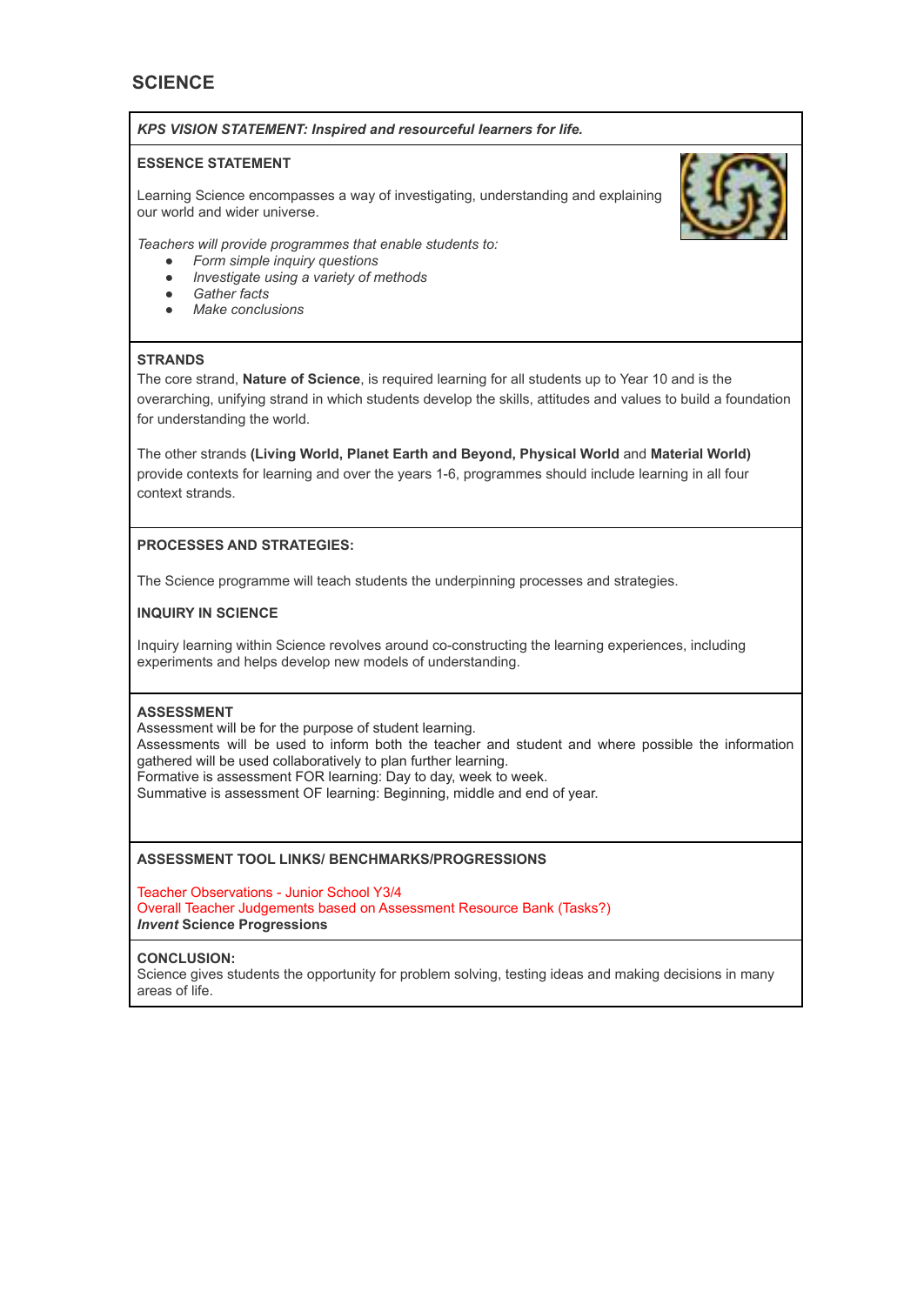## SCIENCE

***KPS VISION STATEMENT: Inspired and resourceful learners for life.***

**ESSENCE STATEMENT**

Learning Science encompasses a way of investigating, understanding and explaining our world and wider universe.

*Teachers will provide programmes that enable students to:*

- *Form simple inquiry questions*
- *Investigate using a variety of methods*
- *Gather facts*
- *Make conclusions*

**STRANDS**

The core strand, **Nature of Science**, is required learning for all students up to Year 10 and is the overarching, unifying strand in which students develop the skills, attitudes and values to build a foundation for understanding the world.

The other strands **(Living World, Planet Earth and Beyond, Physical World** and **Material World)** provide contexts for learning and over the years 1-6, programmes should include learning in all four context strands.

**PROCESSES AND STRATEGIES:**

The Science programme will teach students the underpinning processes and strategies.

**INQUIRY IN SCIENCE**

Inquiry learning within Science revolves around co-constructing the learning experiences, including experiments and helps develop new models of understanding.

**ASSESSMENT**

Assessment will be for the purpose of student learning.
Assessments will be used to inform both the teacher and student and where possible the information gathered will be used collaboratively to plan further learning.
Formative is assessment FOR learning: Day to day, week to week.
Summative is assessment OF learning: Beginning, middle and end of year.

**ASSESSMENT TOOL LINKS/ BENCHMARKS/PROGRESSIONS**

Teacher Observations - Junior School Y3/4
Overall Teacher Judgements based on Assessment Resource Bank (Tasks?)
***Invent* Science Progressions**

**CONCLUSION:**
Science gives students the opportunity for problem solving, testing ideas and making decisions in many areas of life.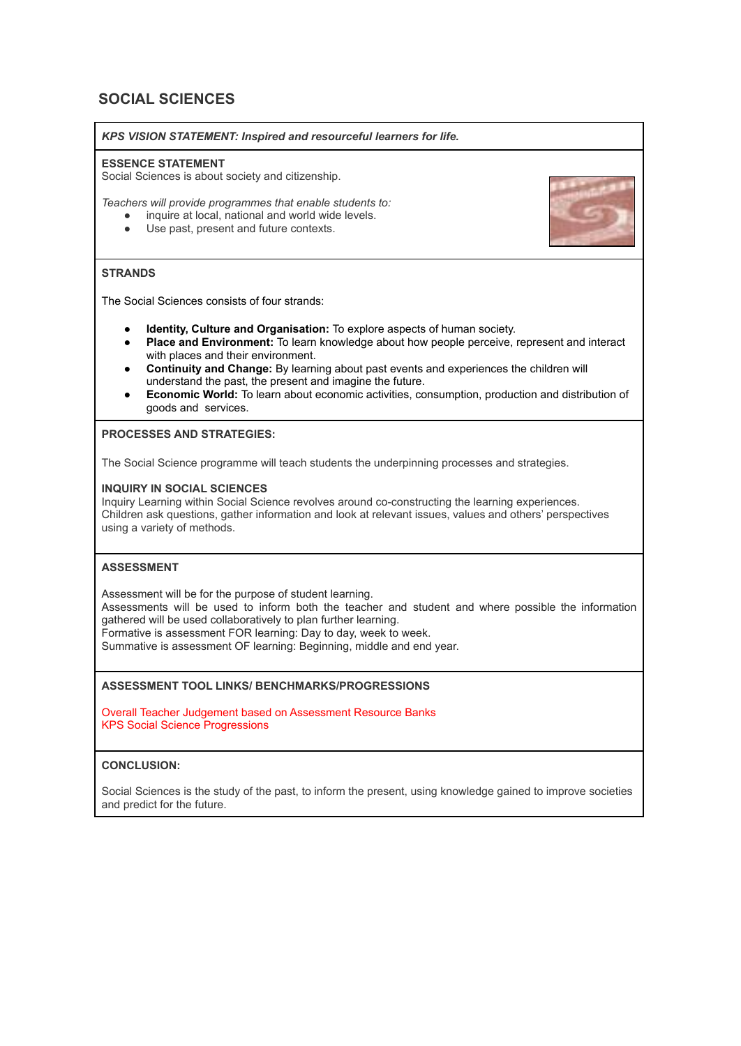# SOCIAL SCIENCES

***KPS VISION STATEMENT: Inspired and resourceful learners for life.***

**ESSENCE STATEMENT**
Social Sciences is about society and citizenship.

*Teachers will provide programmes that enable students to:*

- inquire at local, national and world wide levels.
- Use past, present and future contexts.

**STRANDS**

The Social Sciences consists of four strands:

- **Identity, Culture and Organisation:** To explore aspects of human society.
- **Place and Environment:** To learn knowledge about how people perceive, represent and interact with places and their environment.
- **Continuity and Change:** By learning about past events and experiences the children will understand the past, the present and imagine the future.
- **Economic World:** To learn about economic activities, consumption, production and distribution of goods and services.

**PROCESSES AND STRATEGIES:**

The Social Science programme will teach students the underpinning processes and strategies.

**INQUIRY IN SOCIAL SCIENCES**
Inquiry Learning within Social Science revolves around co-constructing the learning experiences. Children ask questions, gather information and look at relevant issues, values and others' perspectives using a variety of methods.

**ASSESSMENT**

Assessment will be for the purpose of student learning.
Assessments will be used to inform both the teacher and student and where possible the information gathered will be used collaboratively to plan further learning.
Formative is assessment FOR learning: Day to day, week to week.
Summative is assessment OF learning: Beginning, middle and end year.

**ASSESSMENT TOOL LINKS/ BENCHMARKS/PROGRESSIONS**

Overall Teacher Judgement based on Assessment Resource Banks
KPS Social Science Progressions

**CONCLUSION:**

Social Sciences is the study of the past, to inform the present, using knowledge gained to improve societies and predict for the future.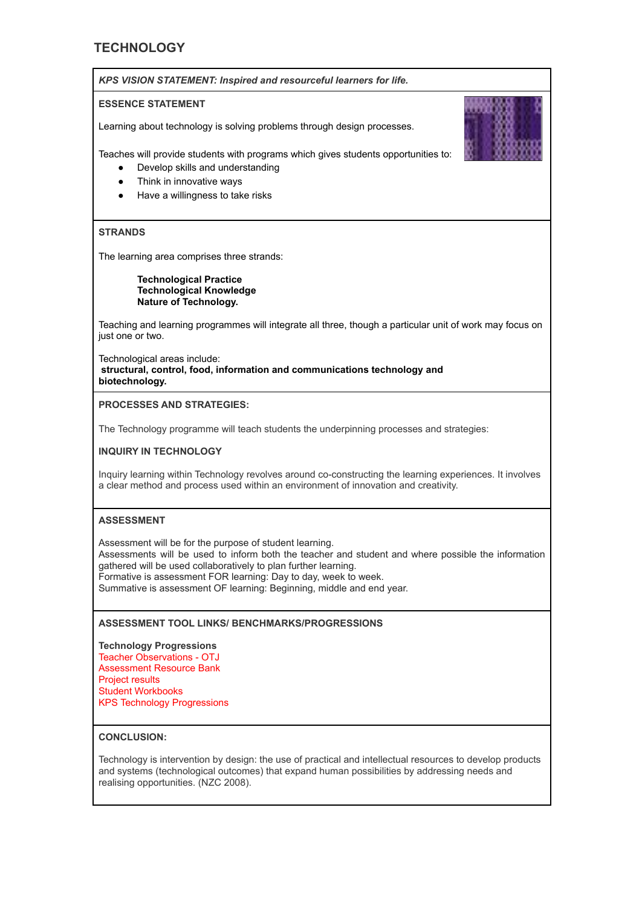# TECHNOLOGY

***KPS VISION STATEMENT: Inspired and resourceful learners for life.***

## ESSENCE STATEMENT

Learning about technology is solving problems through design processes.

Teaches will provide students with programs which gives students opportunities to:

- Develop skills and understanding
- Think in innovative ways
- Have a willingness to take risks

## STRANDS

The learning area comprises three strands:

**Technological Practice**
**Technological Knowledge**
**Nature of Technology.**

Teaching and learning programmes will integrate all three, though a particular unit of work may focus on just one or two.

Technological areas include:
**structural, control, food, information and communications technology and biotechnology.**

## PROCESSES AND STRATEGIES:

The Technology programme will teach students the underpinning processes and strategies:

### INQUIRY IN TECHNOLOGY

Inquiry learning within Technology revolves around co-constructing the learning experiences. It involves a clear method and process used within an environment of innovation and creativity.

## ASSESSMENT

Assessment will be for the purpose of student learning.
Assessments will be used to inform both the teacher and student and where possible the information gathered will be used collaboratively to plan further learning.
Formative is assessment FOR learning: Day to day, week to week.
Summative is assessment OF learning: Beginning, middle and end year.

## ASSESSMENT TOOL LINKS/ BENCHMARKS/PROGRESSIONS

**Technology Progressions**
Teacher Observations - OTJ
Assessment Resource Bank
Project results
Student Workbooks
KPS Technology Progressions

## CONCLUSION:

Technology is intervention by design: the use of practical and intellectual resources to develop products and systems (technological outcomes) that expand human possibilities by addressing needs and realising opportunities. (NZC 2008).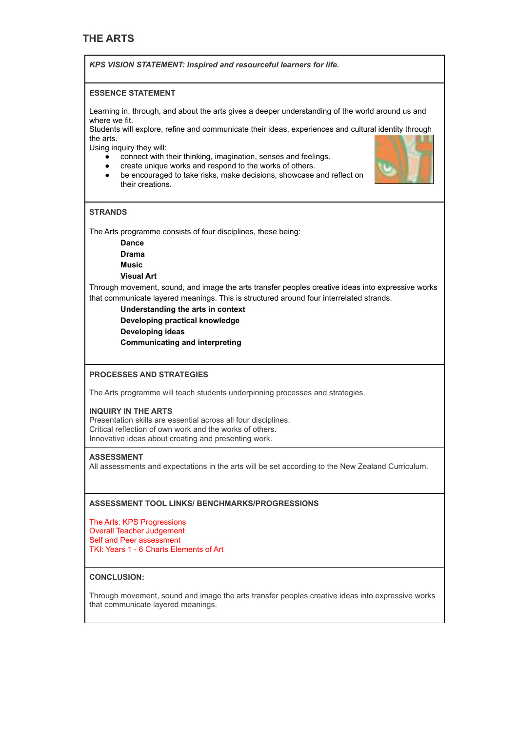# THE ARTS

***KPS VISION STATEMENT: Inspired and resourceful learners for life.***

**ESSENCE STATEMENT**

Learning in, through, and about the arts gives a deeper understanding of the world around us and where we fit.
Students will explore, refine and communicate their ideas, experiences and cultural identity through the arts.
Using inquiry they will:

- connect with their thinking, imagination, senses and feelings.
- create unique works and respond to the works of others.
- be encouraged to take risks, make decisions, showcase and reflect on their creations.

**STRANDS**

The Arts programme consists of four disciplines, these being:

**Dance**
**Drama**
**Music**
**Visual Art**

Through movement, sound, and image the arts transfer peoples creative ideas into expressive works that communicate layered meanings. This is structured around four interrelated strands.

**Understanding the arts in context**
**Developing practical knowledge**
**Developing ideas**
**Communicating and interpreting**

**PROCESSES AND STRATEGIES**

The Arts programme will teach students underpinning processes and strategies.

**INQUIRY IN THE ARTS**
Presentation skills are essential across all four disciplines.
Critical reflection of own work and the works of others.
Innovative ideas about creating and presenting work.

**ASSESSMENT**
All assessments and expectations in the arts will be set according to the New Zealand Curriculum.

**ASSESSMENT TOOL LINKS/ BENCHMARKS/PROGRESSIONS**

The Arts: KPS Progressions
Overall Teacher Judgement
Self and Peer assessment
TKI: Years 1 - 6 Charts Elements of Art

**CONCLUSION:**

Through movement, sound and image the arts transfer peoples creative ideas into expressive works that communicate layered meanings.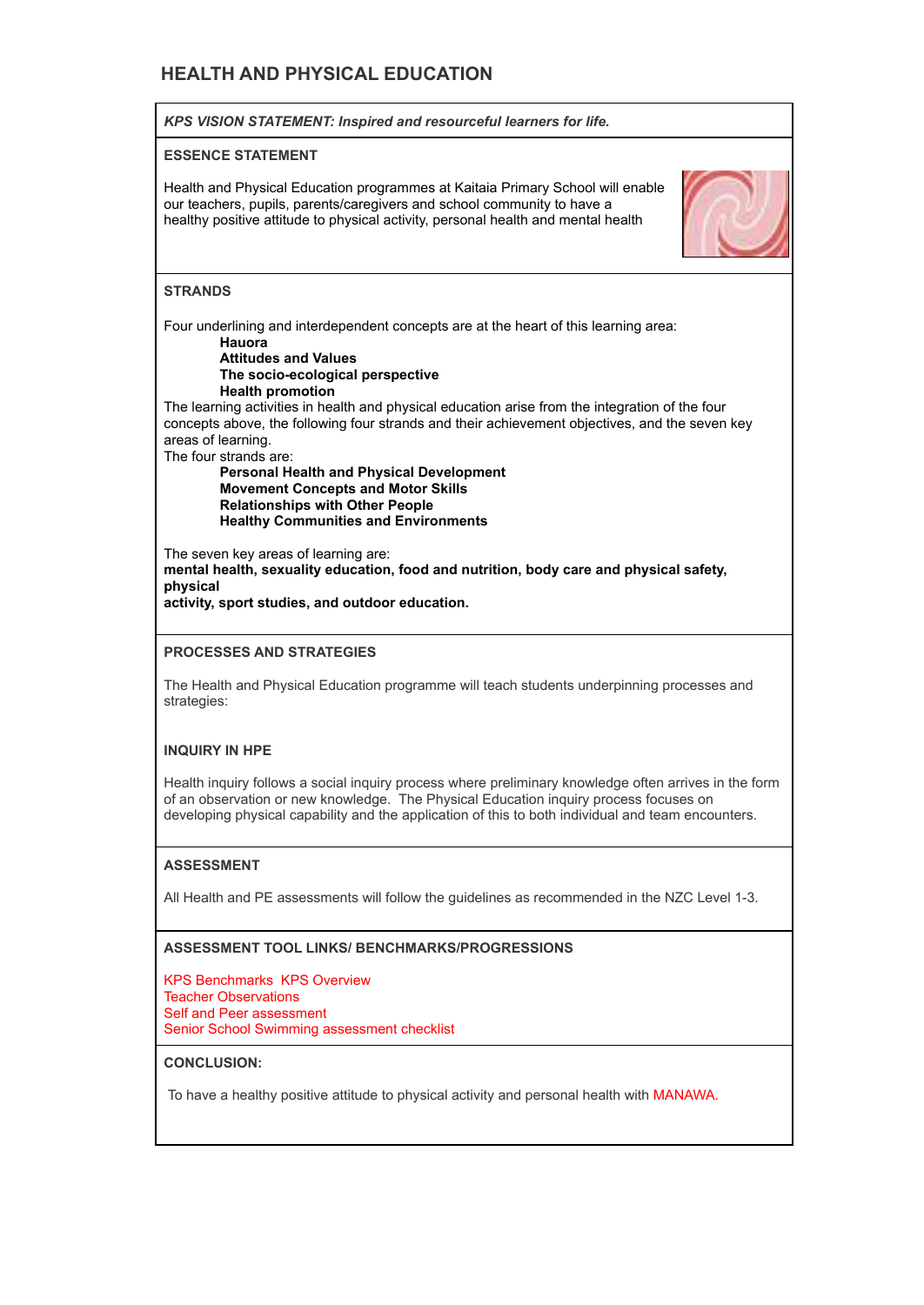# HEALTH AND PHYSICAL EDUCATION

***KPS VISION STATEMENT: Inspired and resourceful learners for life.***

## ESSENCE STATEMENT

Health and Physical Education programmes at Kaitaia Primary School will enable our teachers, pupils, parents/caregivers and school community to have a healthy positive attitude to physical activity, personal health and mental health

## STRANDS

Four underlining and interdependent concepts are at the heart of this learning area:

- **Hauora**
- **Attitudes and Values**
- **The socio-ecological perspective**
- **Health promotion**

The learning activities in health and physical education arise from the integration of the four concepts above, the following four strands and their achievement objectives, and the seven key areas of learning.

The four strands are:

- **Personal Health and Physical Development**
- **Movement Concepts and Motor Skills**
- **Relationships with Other People**
- **Healthy Communities and Environments**

The seven key areas of learning are:

**mental health, sexuality education, food and nutrition, body care and physical safety, physical activity, sport studies, and outdoor education.**

## PROCESSES AND STRATEGIES

The Health and Physical Education programme will teach students underpinning processes and strategies:

## INQUIRY IN HPE

Health inquiry follows a social inquiry process where preliminary knowledge often arrives in the form of an observation or new knowledge. The Physical Education inquiry process focuses on developing physical capability and the application of this to both individual and team encounters.

## ASSESSMENT

All Health and PE assessments will follow the guidelines as recommended in the NZC Level 1-3.

## ASSESSMENT TOOL LINKS/ BENCHMARKS/PROGRESSIONS

KPS Benchmarks KPS Overview
Teacher Observations
Self and Peer assessment
Senior School Swimming assessment checklist

## CONCLUSION:

To have a healthy positive attitude to physical activity and personal health with MANAWA.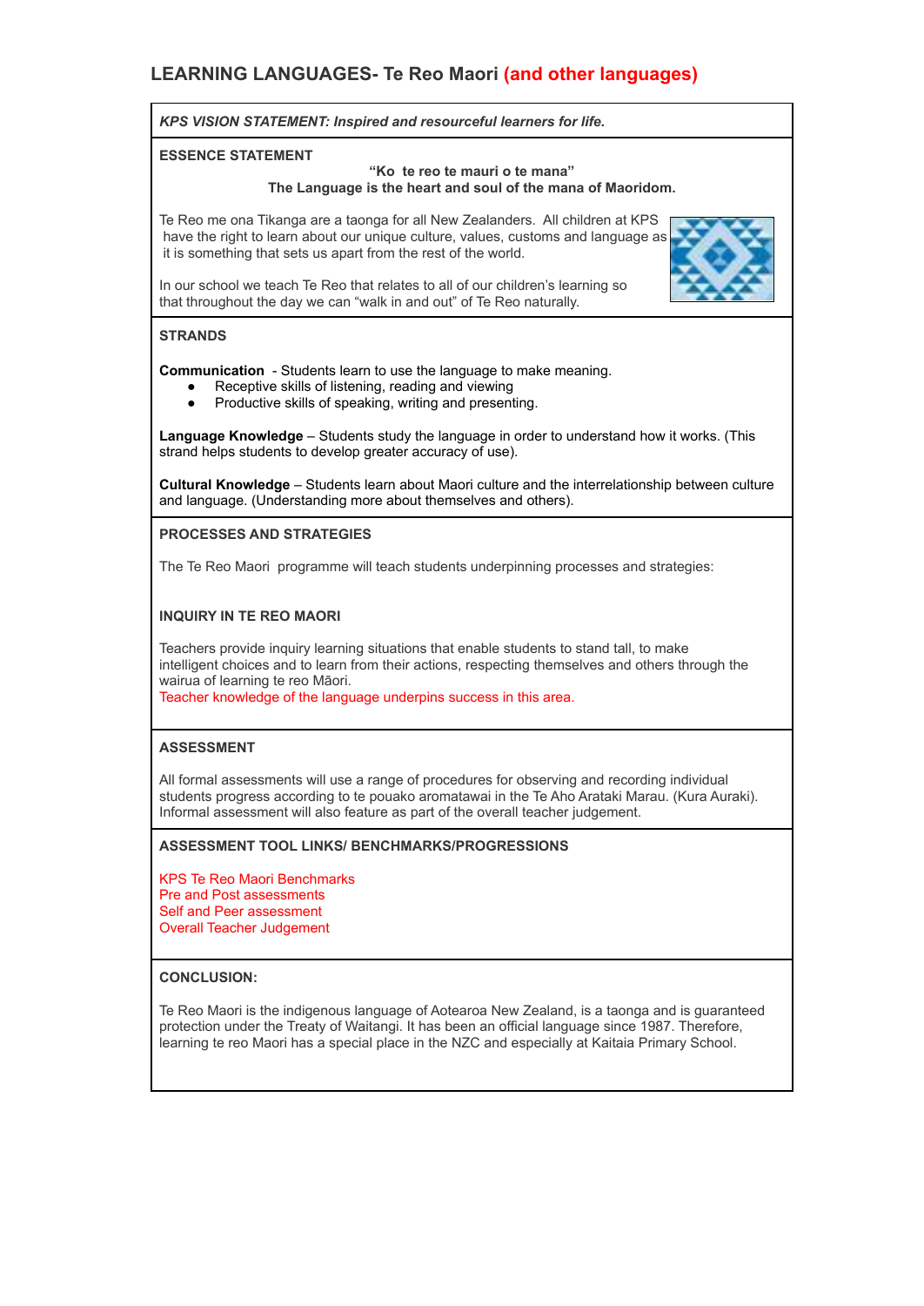# LEARNING LANGUAGES- Te Reo Maori (and other languages)

*KPS VISION STATEMENT: Inspired and resourceful learners for life.*

**ESSENCE STATEMENT**

**"Ko te reo te mauri o te mana"**
**The Language is the heart and soul of the mana of Maoridom.**

Te Reo me ona Tikanga are a taonga for all New Zealanders. All children at KPS have the right to learn about our unique culture, values, customs and language as it is something that sets us apart from the rest of the world.

In our school we teach Te Reo that relates to all of our children's learning so that throughout the day we can "walk in and out" of Te Reo naturally.

**STRANDS**

**Communication** - Students learn to use the language to make meaning.

- Receptive skills of listening, reading and viewing
- Productive skills of speaking, writing and presenting.

**Language Knowledge** – Students study the language in order to understand how it works. (This strand helps students to develop greater accuracy of use).

**Cultural Knowledge** – Students learn about Maori culture and the interrelationship between culture and language. (Understanding more about themselves and others).

**PROCESSES AND STRATEGIES**

The Te Reo Maori programme will teach students underpinning processes and strategies:

**INQUIRY IN TE REO MAORI**

Teachers provide inquiry learning situations that enable students to stand tall, to make intelligent choices and to learn from their actions, respecting themselves and others through the wairua of learning te reo Māori.
Teacher knowledge of the language underpins success in this area.

**ASSESSMENT**

All formal assessments will use a range of procedures for observing and recording individual students progress according to te pouako aromatawai in the Te Aho Arataki Marau. (Kura Auraki). Informal assessment will also feature as part of the overall teacher judgement.

**ASSESSMENT TOOL LINKS/ BENCHMARKS/PROGRESSIONS**

KPS Te Reo Maori Benchmarks
Pre and Post assessments
Self and Peer assessment
Overall Teacher Judgement

**CONCLUSION:**

Te Reo Maori is the indigenous language of Aotearoa New Zealand, is a taonga and is guaranteed protection under the Treaty of Waitangi. It has been an official language since 1987. Therefore, learning te reo Maori has a special place in the NZC and especially at Kaitaia Primary School.